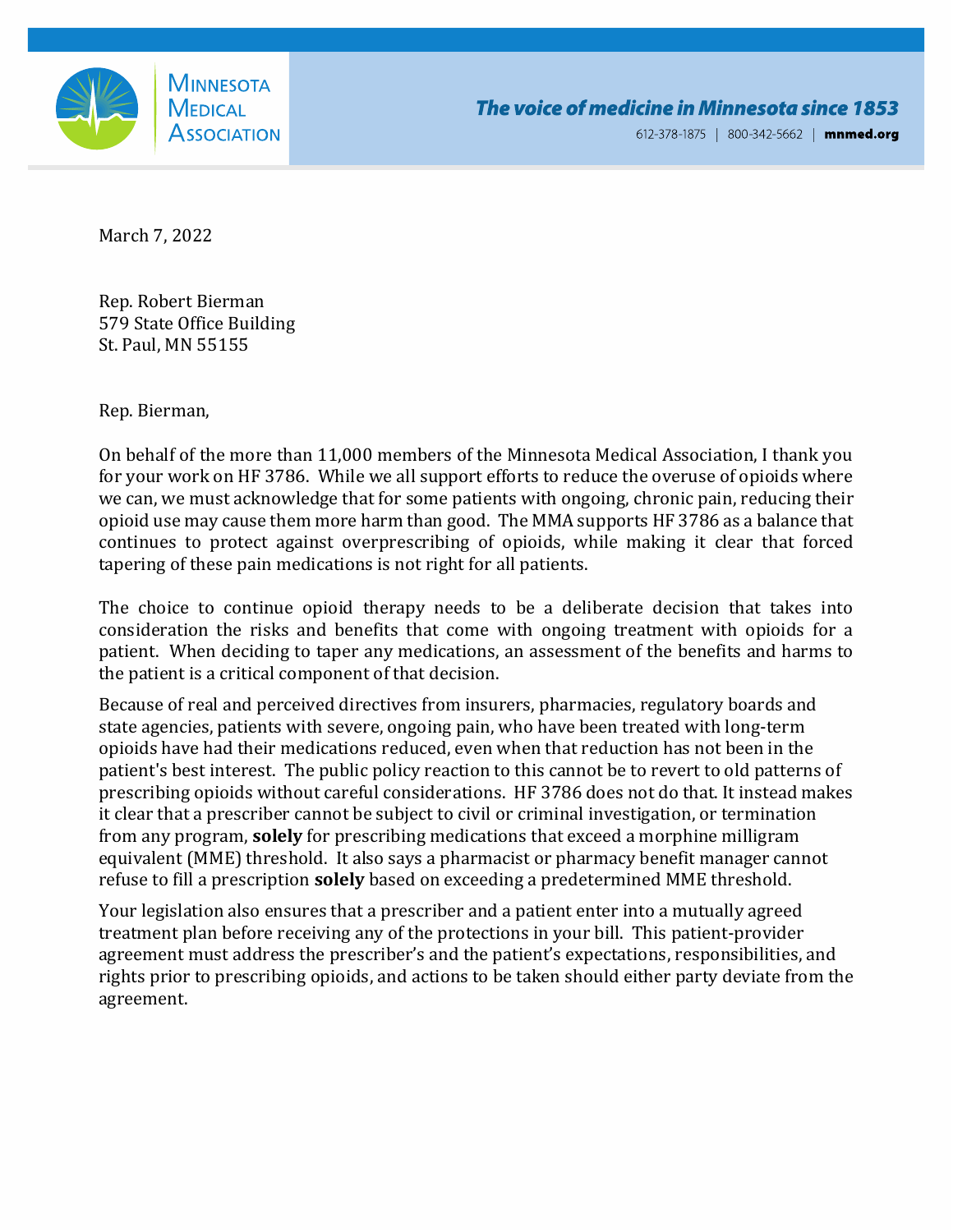Minnesota Medical Association

*The voice of medicine in Minnesota since 1853*

612-378-1875 | 800-342-5662 | **mnmed.org**

March 7, 2022

Rep. Robert Bierman
579 State Office Building
St. Paul, MN 55155

Rep. Bierman,

On behalf of the more than 11,000 members of the Minnesota Medical Association, I thank you for your work on HF 3786. While we all support efforts to reduce the overuse of opioids where we can, we must acknowledge that for some patients with ongoing, chronic pain, reducing their opioid use may cause them more harm than good. The MMA supports HF 3786 as a balance that continues to protect against overprescribing of opioids, while making it clear that forced tapering of these pain medications is not right for all patients.

The choice to continue opioid therapy needs to be a deliberate decision that takes into consideration the risks and benefits that come with ongoing treatment with opioids for a patient. When deciding to taper any medications, an assessment of the benefits and harms to the patient is a critical component of that decision.

Because of real and perceived directives from insurers, pharmacies, regulatory boards and state agencies, patients with severe, ongoing pain, who have been treated with long-term opioids have had their medications reduced, even when that reduction has not been in the patient's best interest. The public policy reaction to this cannot be to revert to old patterns of prescribing opioids without careful considerations. HF 3786 does not do that. It instead makes it clear that a prescriber cannot be subject to civil or criminal investigation, or termination from any program, **solely** for prescribing medications that exceed a morphine milligram equivalent (MME) threshold. It also says a pharmacist or pharmacy benefit manager cannot refuse to fill a prescription **solely** based on exceeding a predetermined MME threshold.

Your legislation also ensures that a prescriber and a patient enter into a mutually agreed treatment plan before receiving any of the protections in your bill. This patient-provider agreement must address the prescriber's and the patient's expectations, responsibilities, and rights prior to prescribing opioids, and actions to be taken should either party deviate from the agreement.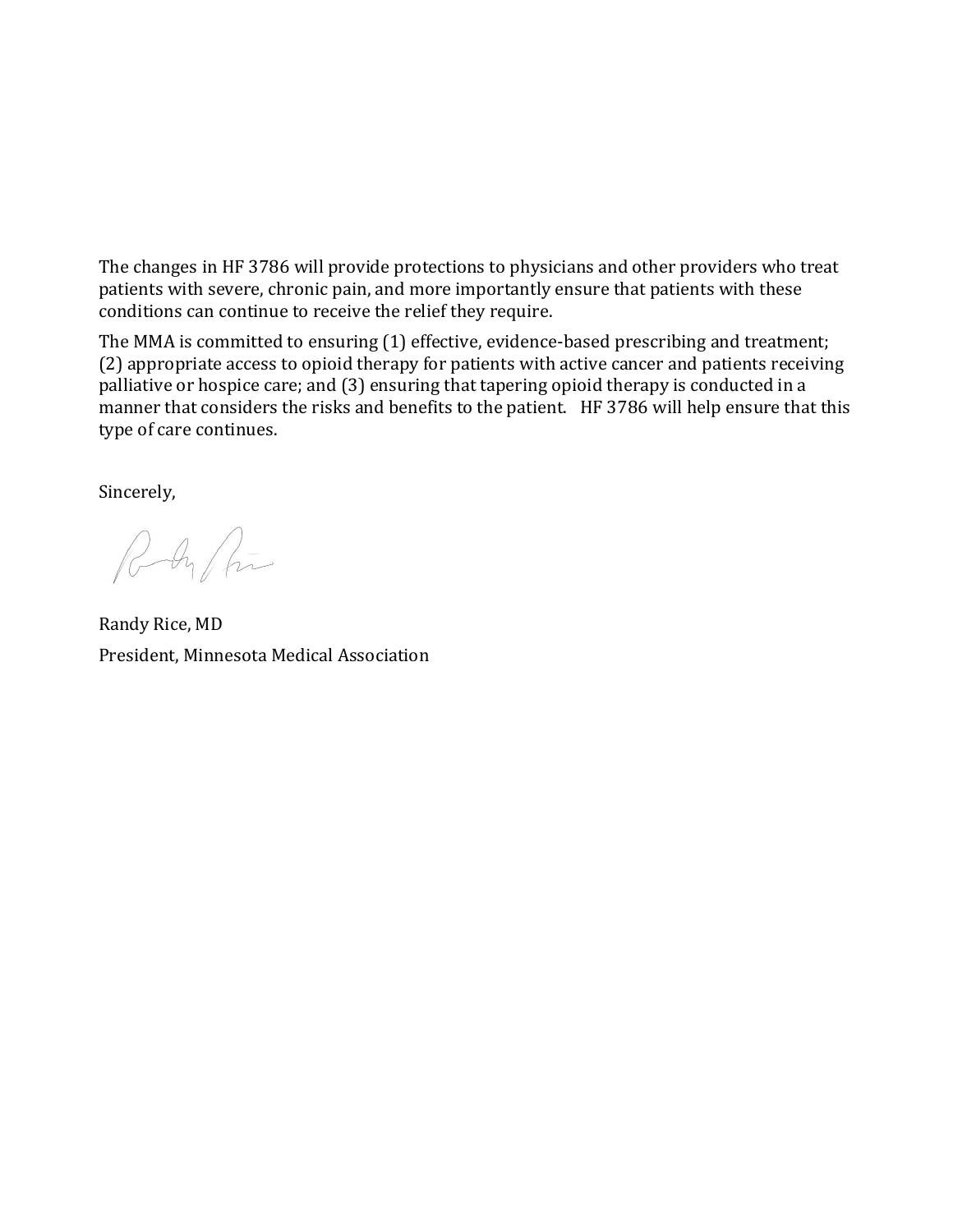The changes in HF 3786 will provide protections to physicians and other providers who treat patients with severe, chronic pain, and more importantly ensure that patients with these conditions can continue to receive the relief they require.

The MMA is committed to ensuring (1) effective, evidence-based prescribing and treatment; (2) appropriate access to opioid therapy for patients with active cancer and patients receiving palliative or hospice care; and (3) ensuring that tapering opioid therapy is conducted in a manner that considers the risks and benefits to the patient. HF 3786 will help ensure that this type of care continues.

Sincerely,

Randy Rice, MD

President, Minnesota Medical Association